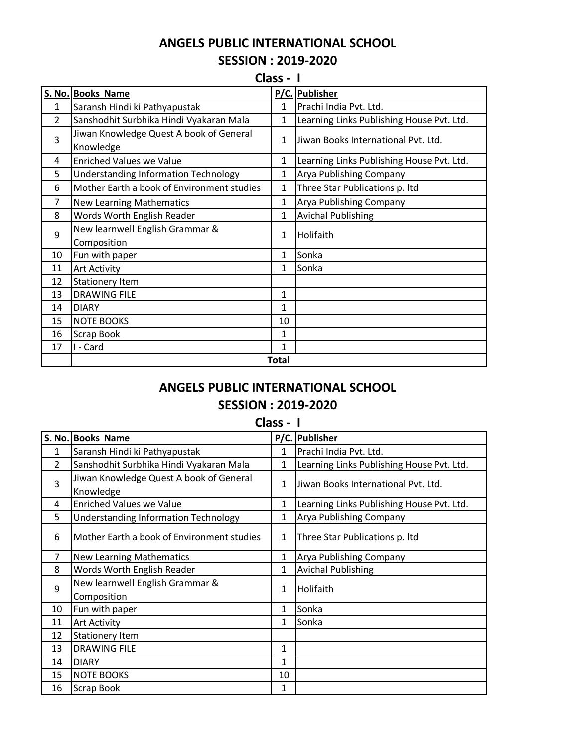# ANGELS PUBLIC INTERNATIONAL SCHOOL

## SESSION : 2019-2020

### Class - I

| S. No. | Books Name | P/C. | Publisher |
|---|---|---|---|
| 1 | Saransh Hindi ki Pathyapustak | 1 | Prachi India Pvt. Ltd. |
| 2 | Sanshodhit Surbhika Hindi Vyakaran Mala | 1 | Learning Links Publishing House Pvt. Ltd. |
| 3 | Jiwan Knowledge Quest A book of General Knowledge | 1 | Jiwan Books International Pvt. Ltd. |
| 4 | Enriched Values we Value | 1 | Learning Links Publishing House Pvt. Ltd. |
| 5 | Understanding Information Technology | 1 | Arya Publishing Company |
| 6 | Mother Earth a book of Environment studies | 1 | Three Star Publications p. ltd |
| 7 | New Learning Mathematics | 1 | Arya Publishing Company |
| 8 | Words Worth English Reader | 1 | Avichal Publishing |
| 9 | New learnwell English Grammar & Composition | 1 | Holifaith |
| 10 | Fun with paper | 1 | Sonka |
| 11 | Art Activity | 1 | Sonka |
| 12 | Stationery Item | | |
| 13 | DRAWING FILE | 1 | |
| 14 | DIARY | 1 | |
| 15 | NOTE BOOKS | 10 | |
| 16 | Scrap Book | 1 | |
| 17 | I - Card | 1 | |
| | | **Total** | |

# ANGELS PUBLIC INTERNATIONAL SCHOOL

## SESSION : 2019-2020

### Class - I

| S. No. | Books Name | P/C. | Publisher |
|---|---|---|---|
| 1 | Saransh Hindi ki Pathyapustak | 1 | Prachi India Pvt. Ltd. |
| 2 | Sanshodhit Surbhika Hindi Vyakaran Mala | 1 | Learning Links Publishing House Pvt. Ltd. |
| 3 | Jiwan Knowledge Quest A book of General Knowledge | 1 | Jiwan Books International Pvt. Ltd. |
| 4 | Enriched Values we Value | 1 | Learning Links Publishing House Pvt. Ltd. |
| 5 | Understanding Information Technology | 1 | Arya Publishing Company |
| 6 | Mother Earth a book of Environment studies | 1 | Three Star Publications p. ltd |
| 7 | New Learning Mathematics | 1 | Arya Publishing Company |
| 8 | Words Worth English Reader | 1 | Avichal Publishing |
| 9 | New learnwell English Grammar & Composition | 1 | Holifaith |
| 10 | Fun with paper | 1 | Sonka |
| 11 | Art Activity | 1 | Sonka |
| 12 | Stationery Item | | |
| 13 | DRAWING FILE | 1 | |
| 14 | DIARY | 1 | |
| 15 | NOTE BOOKS | 10 | |
| 16 | Scrap Book | 1 | |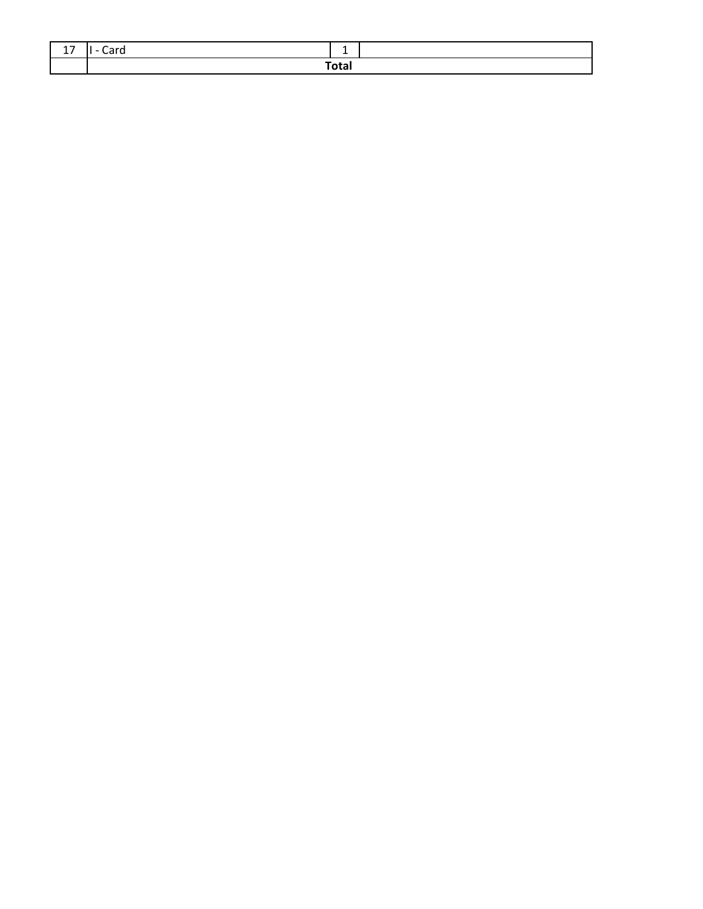| 17 | I - Card | 1 | |
|---|---|---|---|
| | Total | | |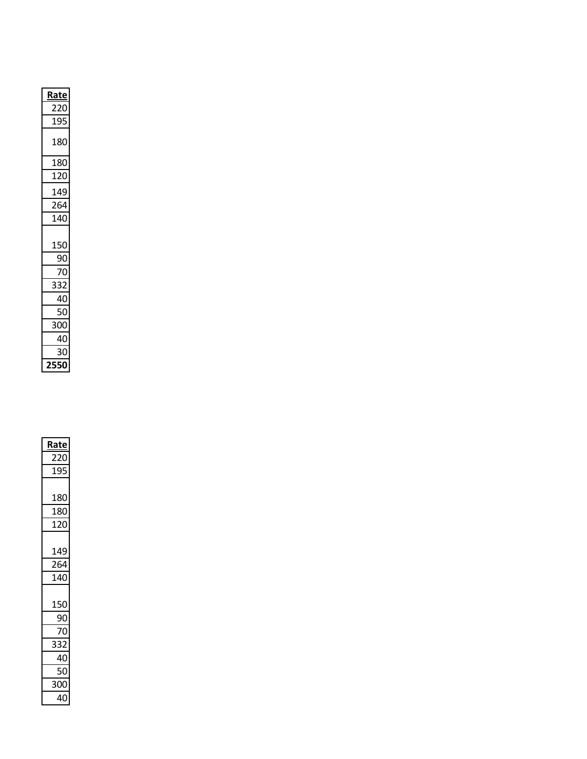| Rate |
| --- |
| 220 |
| 195 |
| 180 |
| 180 |
| 120 |
| 149 |
| 264 |
| 140 |
| 150 |
| 90 |
| 70 |
| 332 |
| 40 |
| 50 |
| 300 |
| 40 |
| 30 |
| **2550** |

| Rate |
| --- |
| 220 |
| 195 |
| 180 |
| 180 |
| 120 |
| 149 |
| 264 |
| 140 |
| 150 |
| 90 |
| 70 |
| 332 |
| 40 |
| 50 |
| 300 |
| 40 |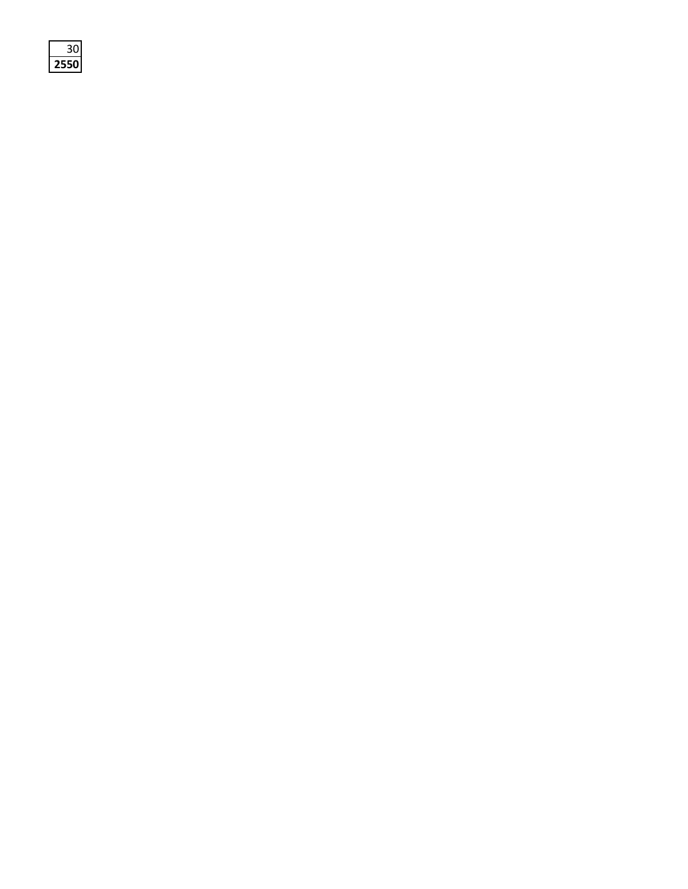| |
|---|
| 30 |
| **2550** |